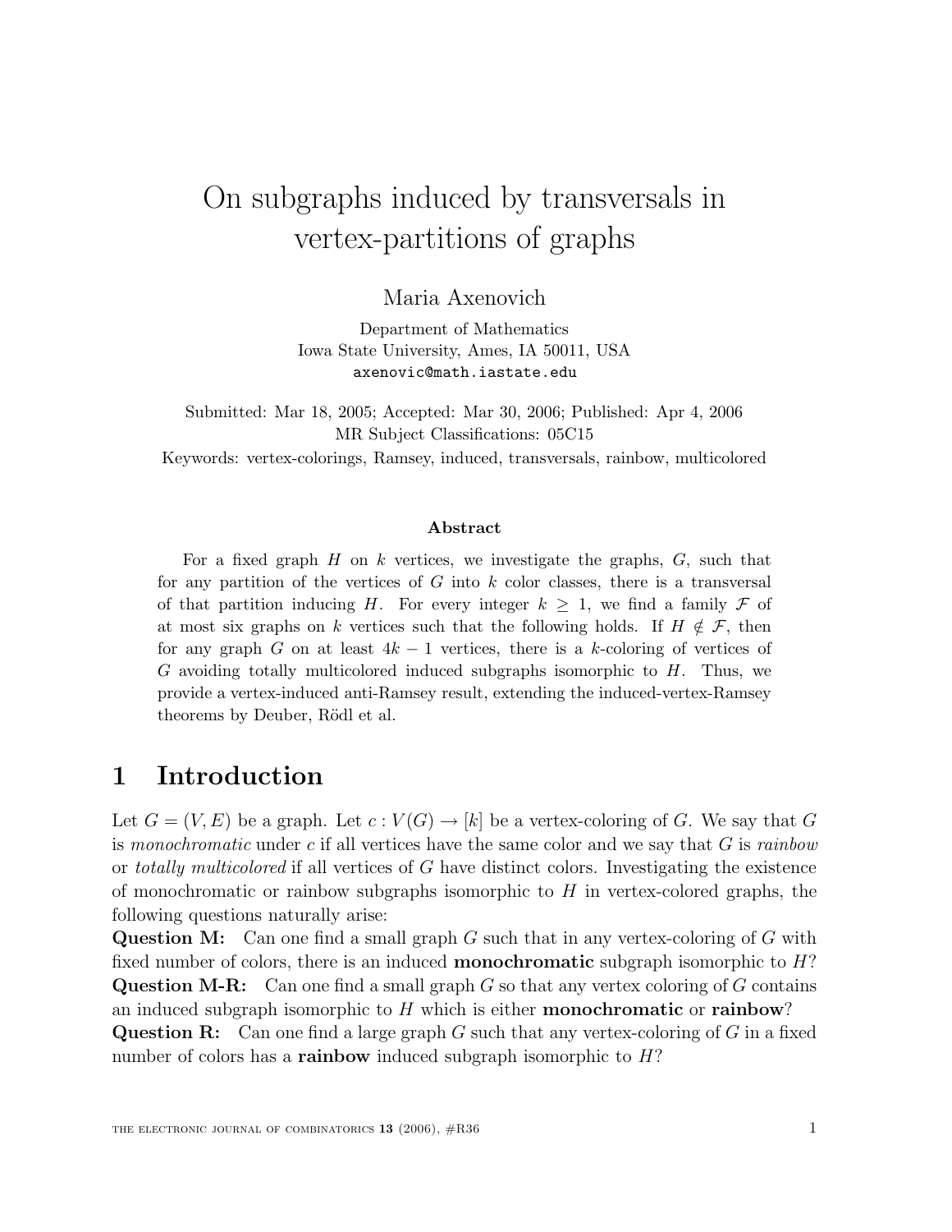# On subgraphs induced by transversals in vertex-partitions of graphs

Maria Axenovich

Department of Mathematics  
Iowa State University, Ames, IA 50011, USA  
axenovic@math.iastate.edu

Submitted: Mar 18, 2005; Accepted: Mar 30, 2006; Published: Apr 4, 2006  
MR Subject Classifications: 05C15  
Keywords: vertex-colorings, Ramsey, induced, transversals, rainbow, multicolored

### Abstract

For a fixed graph $H$ on $k$ vertices, we investigate the graphs, $G$, such that for any partition of the vertices of $G$ into $k$ color classes, there is a transversal of that partition inducing $H$. For every integer $k \geq 1$, we find a family $\mathcal{F}$ of at most six graphs on $k$ vertices such that the following holds. If $H \notin \mathcal{F}$, then for any graph $G$ on at least $4k-1$ vertices, there is a $k$-coloring of vertices of $G$ avoiding totally multicolored induced subgraphs isomorphic to $H$. Thus, we provide a vertex-induced anti-Ramsey result, extending the induced-vertex-Ramsey theorems by Deuber, Rödl et al.

## 1 Introduction

Let $G = (V, E)$ be a graph. Let $c : V(G) \rightarrow [k]$ be a vertex-coloring of $G$. We say that $G$ is *monochromatic* under $c$ if all vertices have the same color and we say that $G$ is *rainbow* or *totally multicolored* if all vertices of $G$ have distinct colors. Investigating the existence of monochromatic or rainbow subgraphs isomorphic to $H$ in vertex-colored graphs, the following questions naturally arise:

**Question M:** Can one find a small graph $G$ such that in any vertex-coloring of $G$ with fixed number of colors, there is an induced **monochromatic** subgraph isomorphic to $H$?

**Question M-R:** Can one find a small graph $G$ so that any vertex coloring of $G$ contains an induced subgraph isomorphic to $H$ which is either **monochromatic** or **rainbow**?

**Question R:** Can one find a large graph $G$ such that any vertex-coloring of $G$ in a fixed number of colors has a **rainbow** induced subgraph isomorphic to $H$?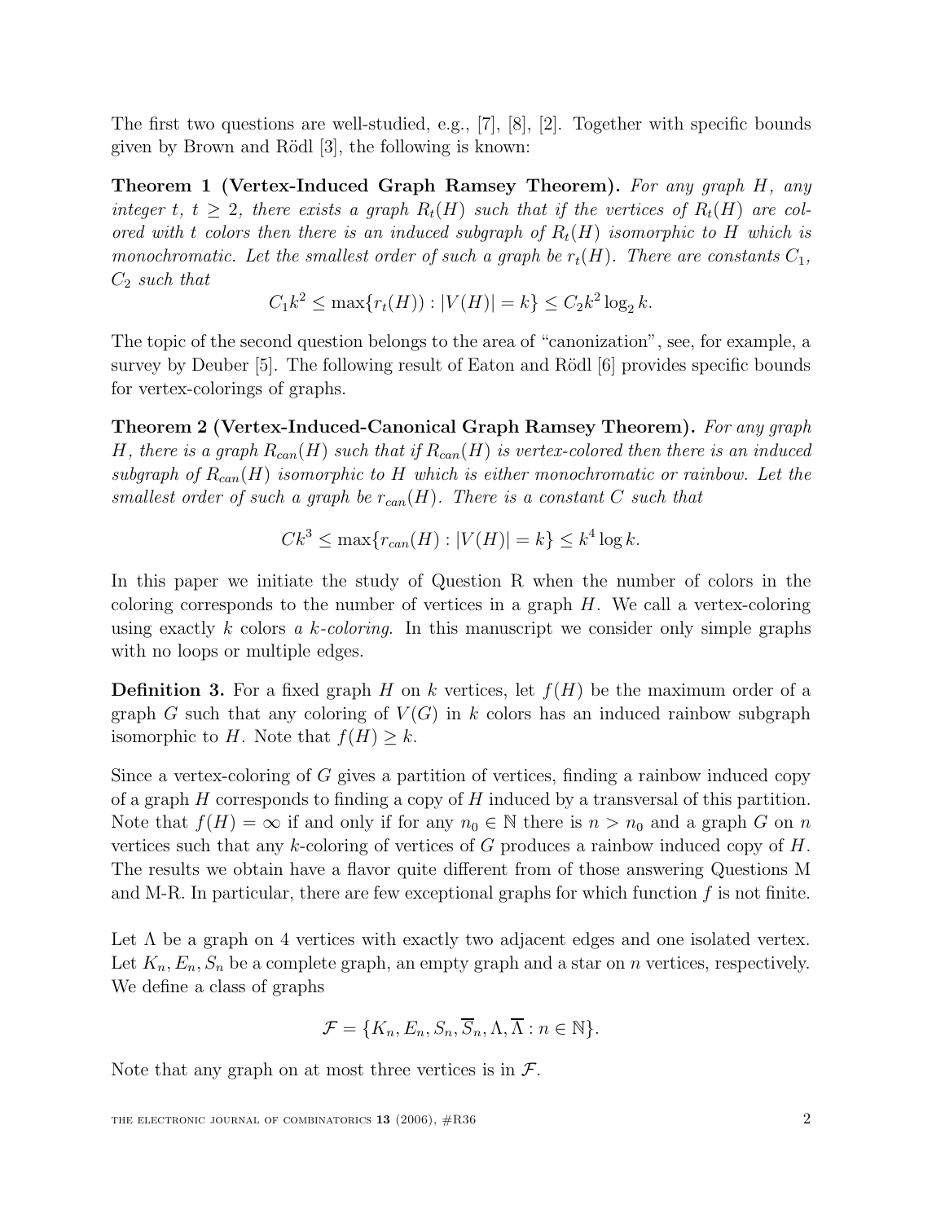The first two questions are well-studied, e.g., [7], [8], [2]. Together with specific bounds given by Brown and Rödl [3], the following is known:

**Theorem 1 (Vertex-Induced Graph Ramsey Theorem).** *For any graph $H$, any integer $t$, $t \geq 2$, there exists a graph $R_t(H)$ such that if the vertices of $R_t(H)$ are colored with $t$ colors then there is an induced subgraph of $R_t(H)$ isomorphic to $H$ which is monochromatic. Let the smallest order of such a graph be $r_t(H)$. There are constants $C_1$, $C_2$ such that*

$$C_1 k^2 \leq \max\{r_t(H)) : |V(H)| = k\} \leq C_2 k^2 \log_2 k.$$

The topic of the second question belongs to the area of "canonization", see, for example, a survey by Deuber [5]. The following result of Eaton and Rödl [6] provides specific bounds for vertex-colorings of graphs.

**Theorem 2 (Vertex-Induced-Canonical Graph Ramsey Theorem).** *For any graph $H$, there is a graph $R_{can}(H)$ such that if $R_{can}(H)$ is vertex-colored then there is an induced subgraph of $R_{can}(H)$ isomorphic to $H$ which is either monochromatic or rainbow. Let the smallest order of such a graph be $r_{can}(H)$. There is a constant $C$ such that*

$$Ck^3 \leq \max\{r_{can}(H) : |V(H)| = k\} \leq k^4 \log k.$$

In this paper we initiate the study of Question R when the number of colors in the coloring corresponds to the number of vertices in a graph $H$. We call a vertex-coloring using exactly $k$ colors *a $k$-coloring*. In this manuscript we consider only simple graphs with no loops or multiple edges.

**Definition 3.** For a fixed graph $H$ on $k$ vertices, let $f(H)$ be the maximum order of a graph $G$ such that any coloring of $V(G)$ in $k$ colors has an induced rainbow subgraph isomorphic to $H$. Note that $f(H) \geq k$.

Since a vertex-coloring of $G$ gives a partition of vertices, finding a rainbow induced copy of a graph $H$ corresponds to finding a copy of $H$ induced by a transversal of this partition. Note that $f(H) = \infty$ if and only if for any $n_0 \in \mathbb{N}$ there is $n > n_0$ and a graph $G$ on $n$ vertices such that any $k$-coloring of vertices of $G$ produces a rainbow induced copy of $H$. The results we obtain have a flavor quite different from of those answering Questions M and M-R. In particular, there are few exceptional graphs for which function $f$ is not finite.

Let $\Lambda$ be a graph on 4 vertices with exactly two adjacent edges and one isolated vertex. Let $K_n, E_n, S_n$ be a complete graph, an empty graph and a star on $n$ vertices, respectively. We define a class of graphs

$$\mathcal{F} = \{K_n, E_n, S_n, \overline{S}_n, \Lambda, \overline{\Lambda} : n \in \mathbb{N}\}.$$

Note that any graph on at most three vertices is in $\mathcal{F}$.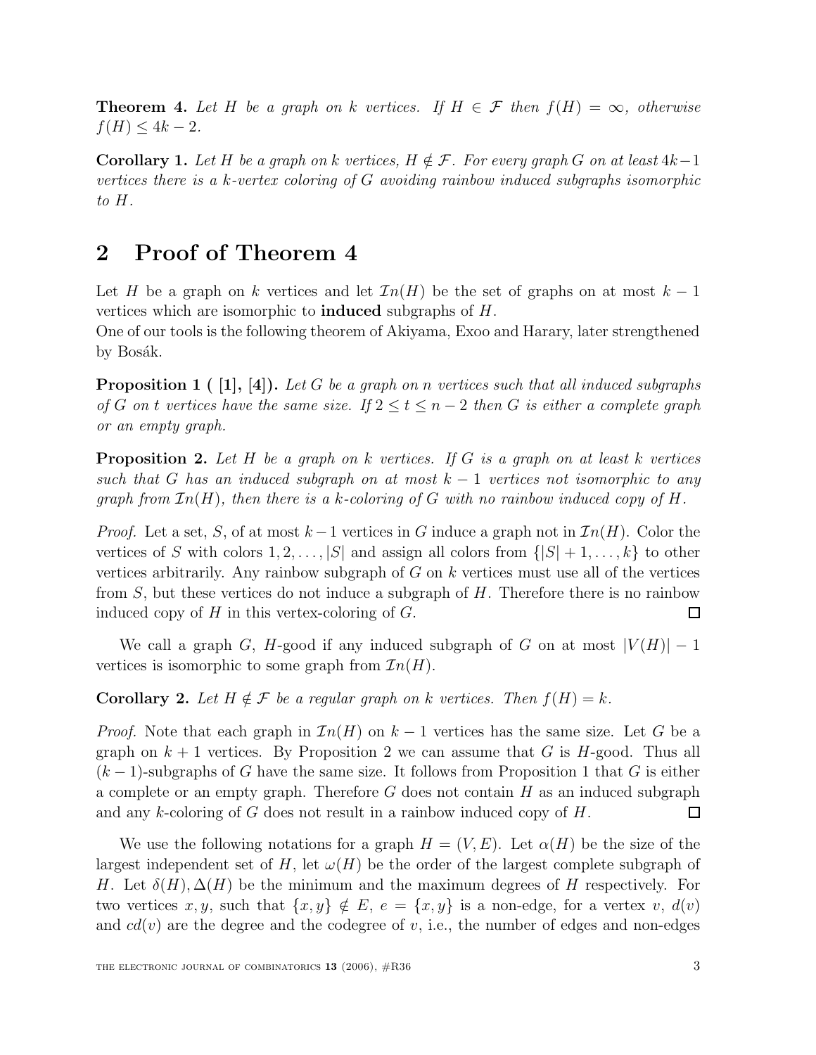**Theorem 4.** *Let $H$ be a graph on $k$ vertices. If $H \in \mathcal{F}$ then $f(H) = \infty$, otherwise $f(H) \leq 4k - 2$.*

**Corollary 1.** *Let $H$ be a graph on $k$ vertices, $H \notin \mathcal{F}$. For every graph $G$ on at least $4k-1$ vertices there is a $k$-vertex coloring of $G$ avoiding rainbow induced subgraphs isomorphic to $H$.*

## 2 Proof of Theorem 4

Let $H$ be a graph on $k$ vertices and let $\mathcal{I}n(H)$ be the set of graphs on at most $k-1$ vertices which are isomorphic to **induced** subgraphs of $H$.
One of our tools is the following theorem of Akiyama, Exoo and Harary, later strengthened by Bosák.

**Proposition 1 ( [1], [4]).** *Let $G$ be a graph on $n$ vertices such that all induced subgraphs of $G$ on $t$ vertices have the same size. If $2 \leq t \leq n-2$ then $G$ is either a complete graph or an empty graph.*

**Proposition 2.** *Let $H$ be a graph on $k$ vertices. If $G$ is a graph on at least $k$ vertices such that $G$ has an induced subgraph on at most $k-1$ vertices not isomorphic to any graph from $\mathcal{I}n(H)$, then there is a $k$-coloring of $G$ with no rainbow induced copy of $H$.*

*Proof.* Let a set, $S$, of at most $k-1$ vertices in $G$ induce a graph not in $\mathcal{I}n(H)$. Color the vertices of $S$ with colors $1, 2, \ldots, |S|$ and assign all colors from $\{|S|+1, \ldots, k\}$ to other vertices arbitrarily. Any rainbow subgraph of $G$ on $k$ vertices must use all of the vertices from $S$, but these vertices do not induce a subgraph of $H$. Therefore there is no rainbow induced copy of $H$ in this vertex-coloring of $G$. □

We call a graph $G$, $H$-good if any induced subgraph of $G$ on at most $|V(H)|-1$ vertices is isomorphic to some graph from $\mathcal{I}n(H)$.

**Corollary 2.** *Let $H \notin \mathcal{F}$ be a regular graph on $k$ vertices. Then $f(H) = k$.*

*Proof.* Note that each graph in $\mathcal{I}n(H)$ on $k-1$ vertices has the same size. Let $G$ be a graph on $k+1$ vertices. By Proposition 2 we can assume that $G$ is $H$-good. Thus all $(k-1)$-subgraphs of $G$ have the same size. It follows from Proposition 1 that $G$ is either a complete or an empty graph. Therefore $G$ does not contain $H$ as an induced subgraph and any $k$-coloring of $G$ does not result in a rainbow induced copy of $H$. □

We use the following notations for a graph $H = (V, E)$. Let $\alpha(H)$ be the size of the largest independent set of $H$, let $\omega(H)$ be the order of the largest complete subgraph of $H$. Let $\delta(H), \Delta(H)$ be the minimum and the maximum degrees of $H$ respectively. For two vertices $x, y$, such that $\{x, y\} \notin E$, $e = \{x, y\}$ is a non-edge, for a vertex $v$, $d(v)$ and $cd(v)$ are the degree and the codegree of $v$, i.e., the number of edges and non-edges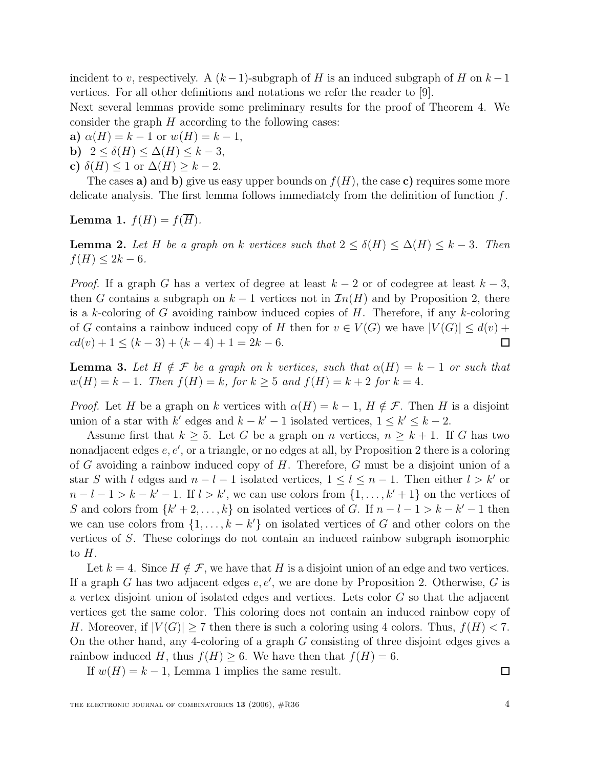incident to $v$, respectively. A $(k-1)$-subgraph of $H$ is an induced subgraph of $H$ on $k-1$ vertices. For all other definitions and notations we refer the reader to [9].

Next several lemmas provide some preliminary results for the proof of Theorem 4. We consider the graph $H$ according to the following cases:

**a)** $\alpha(H) = k-1$ or $w(H) = k-1$,

**b)** $2 \leq \delta(H) \leq \Delta(H) \leq k-3$,

**c)** $\delta(H) \leq 1$ or $\Delta(H) \geq k-2$.

The cases **a)** and **b)** give us easy upper bounds on $f(H)$, the case **c)** requires some more delicate analysis. The first lemma follows immediately from the definition of function $f$.

**Lemma 1.** $f(H) = f(\overline{H})$.

**Lemma 2.** *Let $H$ be a graph on $k$ vertices such that $2 \leq \delta(H) \leq \Delta(H) \leq k-3$. Then $f(H) \leq 2k-6$.*

*Proof.* If a graph $G$ has a vertex of degree at least $k-2$ or of codegree at least $k-3$, then $G$ contains a subgraph on $k-1$ vertices not in $\mathcal{I}n(H)$ and by Proposition 2, there is a $k$-coloring of $G$ avoiding rainbow induced copies of $H$. Therefore, if any $k$-coloring of $G$ contains a rainbow induced copy of $H$ then for $v \in V(G)$ we have $|V(G)| \leq d(v) + cd(v) + 1 \leq (k-3) + (k-4) + 1 = 2k-6$. □

**Lemma 3.** *Let $H \notin \mathcal{F}$ be a graph on $k$ vertices, such that $\alpha(H) = k-1$ or such that $w(H) = k-1$. Then $f(H) = k$, for $k \geq 5$ and $f(H) = k+2$ for $k = 4$.*

*Proof.* Let $H$ be a graph on $k$ vertices with $\alpha(H) = k-1$, $H \notin \mathcal{F}$. Then $H$ is a disjoint union of a star with $k'$ edges and $k-k'-1$ isolated vertices, $1 \leq k' \leq k-2$.

Assume first that $k \geq 5$. Let $G$ be a graph on $n$ vertices, $n \geq k+1$. If $G$ has two nonadjacent edges $e, e'$, or a triangle, or no edges at all, by Proposition 2 there is a coloring of $G$ avoiding a rainbow induced copy of $H$. Therefore, $G$ must be a disjoint union of a star $S$ with $l$ edges and $n-l-1$ isolated vertices, $1 \leq l \leq n-1$. Then either $l > k'$ or $n-l-1 > k-k'-1$. If $l > k'$, we can use colors from $\{1, \ldots, k'+1\}$ on the vertices of $S$ and colors from $\{k'+2, \ldots, k\}$ on isolated vertices of $G$. If $n-l-1 > k-k'-1$ then we can use colors from $\{1, \ldots, k-k'\}$ on isolated vertices of $G$ and other colors on the vertices of $S$. These colorings do not contain an induced rainbow subgraph isomorphic to $H$.

Let $k = 4$. Since $H \notin \mathcal{F}$, we have that $H$ is a disjoint union of an edge and two vertices. If a graph $G$ has two adjacent edges $e, e'$, we are done by Proposition 2. Otherwise, $G$ is a vertex disjoint union of isolated edges and vertices. Lets color $G$ so that the adjacent vertices get the same color. This coloring does not contain an induced rainbow copy of $H$. Moreover, if $|V(G)| \geq 7$ then there is such a coloring using 4 colors. Thus, $f(H) < 7$. On the other hand, any 4-coloring of a graph $G$ consisting of three disjoint edges gives a rainbow induced $H$, thus $f(H) \geq 6$. We have then that $f(H) = 6$.

If $w(H) = k-1$, Lemma 1 implies the same result. □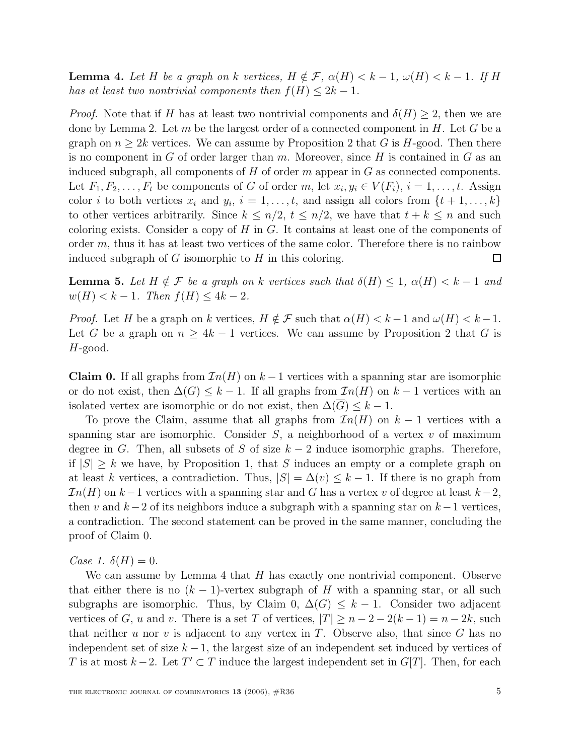**Lemma 4.** *Let $H$ be a graph on $k$ vertices, $H \notin \mathcal{F}$, $\alpha(H) < k-1$, $\omega(H) < k-1$. If $H$ has at least two nontrivial components then $f(H) \leq 2k-1$.*

*Proof.* Note that if $H$ has at least two nontrivial components and $\delta(H) \geq 2$, then we are done by Lemma 2. Let $m$ be the largest order of a connected component in $H$. Let $G$ be a graph on $n \geq 2k$ vertices. We can assume by Proposition 2 that $G$ is $H$-good. Then there is no component in $G$ of order larger than $m$. Moreover, since $H$ is contained in $G$ as an induced subgraph, all components of $H$ of order $m$ appear in $G$ as connected components. Let $F_1, F_2, \ldots, F_t$ be components of $G$ of order $m$, let $x_i, y_i \in V(F_i)$, $i = 1, \ldots, t$. Assign color $i$ to both vertices $x_i$ and $y_i$, $i = 1, \ldots, t$, and assign all colors from $\{t+1, \ldots, k\}$ to other vertices arbitrarily. Since $k \leq n/2$, $t \leq n/2$, we have that $t + k \leq n$ and such coloring exists. Consider a copy of $H$ in $G$. It contains at least one of the components of order $m$, thus it has at least two vertices of the same color. Therefore there is no rainbow induced subgraph of $G$ isomorphic to $H$ in this coloring. $\square$

**Lemma 5.** *Let $H \notin \mathcal{F}$ be a graph on $k$ vertices such that $\delta(H) \leq 1$, $\alpha(H) < k-1$ and $w(H) < k-1$. Then $f(H) \leq 4k-2$.*

*Proof.* Let $H$ be a graph on $k$ vertices, $H \notin \mathcal{F}$ such that $\alpha(H) < k-1$ and $\omega(H) < k-1$. Let $G$ be a graph on $n \geq 4k-1$ vertices. We can assume by Proposition 2 that $G$ is $H$-good.

**Claim 0.** If all graphs from $\mathcal{I}n(H)$ on $k-1$ vertices with a spanning star are isomorphic or do not exist, then $\Delta(G) \leq k-1$. If all graphs from $\mathcal{I}n(H)$ on $k-1$ vertices with an isolated vertex are isomorphic or do not exist, then $\Delta(\overline{G}) \leq k-1$.

To prove the Claim, assume that all graphs from $\mathcal{I}n(H)$ on $k-1$ vertices with a spanning star are isomorphic. Consider $S$, a neighborhood of a vertex $v$ of maximum degree in $G$. Then, all subsets of $S$ of size $k-2$ induce isomorphic graphs. Therefore, if $|S| \geq k$ we have, by Proposition 1, that $S$ induces an empty or a complete graph on at least $k$ vertices, a contradiction. Thus, $|S| = \Delta(v) \leq k-1$. If there is no graph from $\mathcal{I}n(H)$ on $k-1$ vertices with a spanning star and $G$ has a vertex $v$ of degree at least $k-2$, then $v$ and $k-2$ of its neighbors induce a subgraph with a spanning star on $k-1$ vertices, a contradiction. The second statement can be proved in the same manner, concluding the proof of Claim 0.

*Case 1.* $\delta(H) = 0$.

We can assume by Lemma 4 that $H$ has exactly one nontrivial component. Observe that either there is no $(k-1)$-vertex subgraph of $H$ with a spanning star, or all such subgraphs are isomorphic. Thus, by Claim 0, $\Delta(G) \leq k-1$. Consider two adjacent vertices of $G$, $u$ and $v$. There is a set $T$ of vertices, $|T| \geq n-2-2(k-1) = n-2k$, such that neither $u$ nor $v$ is adjacent to any vertex in $T$. Observe also, that since $G$ has no independent set of size $k-1$, the largest size of an independent set induced by vertices of $T$ is at most $k-2$. Let $T' \subset T$ induce the largest independent set in $G[T]$. Then, for each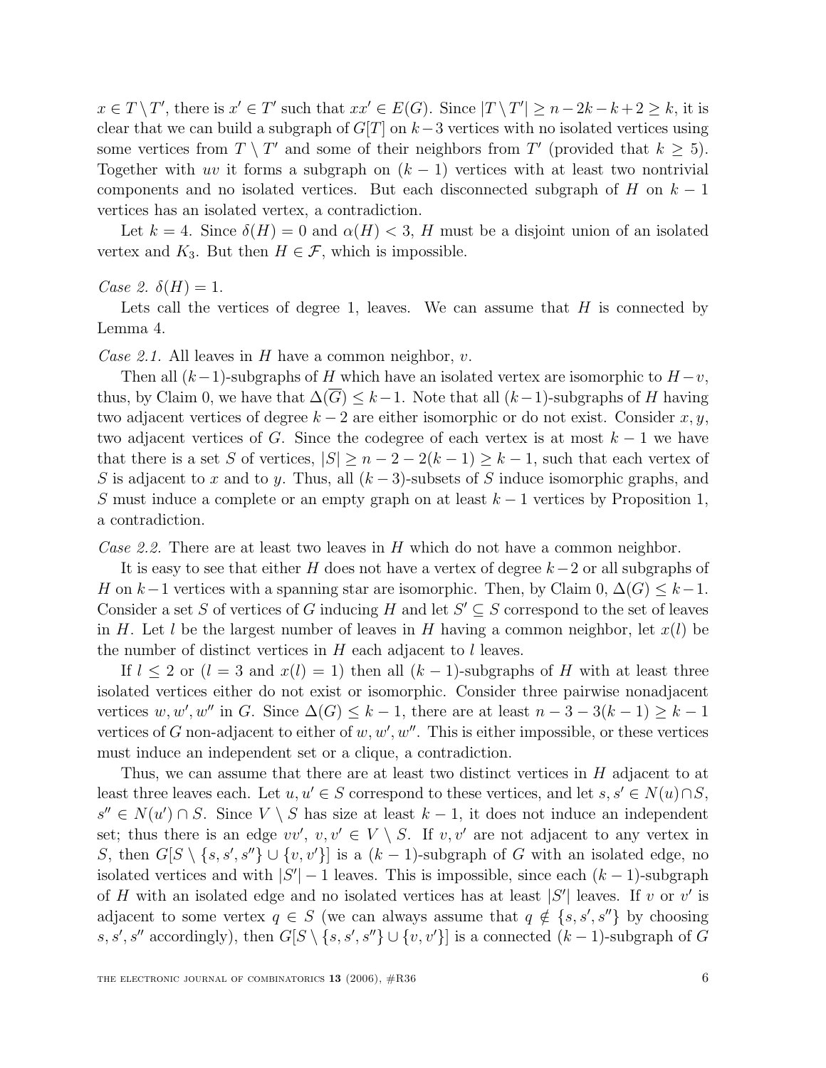$x \in T \setminus T'$, there is $x' \in T'$ such that $xx' \in E(G)$. Since $|T \setminus T'| \geq n - 2k - k + 2 \geq k$, it is clear that we can build a subgraph of $G[T]$ on $k-3$ vertices with no isolated vertices using some vertices from $T \setminus T'$ and some of their neighbors from $T'$ (provided that $k \geq 5$). Together with $uv$ it forms a subgraph on $(k-1)$ vertices with at least two nontrivial components and no isolated vertices. But each disconnected subgraph of $H$ on $k-1$ vertices has an isolated vertex, a contradiction.

Let $k = 4$. Since $\delta(H) = 0$ and $\alpha(H) < 3$, $H$ must be a disjoint union of an isolated vertex and $K_3$. But then $H \in \mathcal{F}$, which is impossible.

*Case 2.* $\delta(H) = 1$.

Lets call the vertices of degree 1, leaves. We can assume that $H$ is connected by Lemma 4.

*Case 2.1.* All leaves in $H$ have a common neighbor, $v$.

Then all $(k-1)$-subgraphs of $H$ which have an isolated vertex are isomorphic to $H - v$, thus, by Claim 0, we have that $\Delta(\overline{G}) \leq k-1$. Note that all $(k-1)$-subgraphs of $H$ having two adjacent vertices of degree $k-2$ are either isomorphic or do not exist. Consider $x, y$, two adjacent vertices of $G$. Since the codegree of each vertex is at most $k-1$ we have that there is a set $S$ of vertices, $|S| \geq n - 2 - 2(k-1) \geq k-1$, such that each vertex of $S$ is adjacent to $x$ and to $y$. Thus, all $(k-3)$-subsets of $S$ induce isomorphic graphs, and $S$ must induce a complete or an empty graph on at least $k-1$ vertices by Proposition 1, a contradiction.

*Case 2.2.* There are at least two leaves in $H$ which do not have a common neighbor.

It is easy to see that either $H$ does not have a vertex of degree $k-2$ or all subgraphs of $H$ on $k-1$ vertices with a spanning star are isomorphic. Then, by Claim 0, $\Delta(G) \leq k-1$. Consider a set $S$ of vertices of $G$ inducing $H$ and let $S' \subseteq S$ correspond to the set of leaves in $H$. Let $l$ be the largest number of leaves in $H$ having a common neighbor, let $x(l)$ be the number of distinct vertices in $H$ each adjacent to $l$ leaves.

If $l \leq 2$ or ($l = 3$ and $x(l) = 1$) then all $(k-1)$-subgraphs of $H$ with at least three isolated vertices either do not exist or isomorphic. Consider three pairwise nonadjacent vertices $w, w', w''$ in $G$. Since $\Delta(G) \leq k-1$, there are at least $n - 3 - 3(k-1) \geq k-1$ vertices of $G$ non-adjacent to either of $w, w', w''$. This is either impossible, or these vertices must induce an independent set or a clique, a contradiction.

Thus, we can assume that there are at least two distinct vertices in $H$ adjacent to at least three leaves each. Let $u, u' \in S$ correspond to these vertices, and let $s, s' \in N(u) \cap S$, $s'' \in N(u') \cap S$. Since $V \setminus S$ has size at least $k-1$, it does not induce an independent set; thus there is an edge $vv'$, $v, v' \in V \setminus S$. If $v, v'$ are not adjacent to any vertex in $S$, then $G[S \setminus \{s, s', s''\} \cup \{v, v'\}]$ is a $(k-1)$-subgraph of $G$ with an isolated edge, no isolated vertices and with $|S'| - 1$ leaves. This is impossible, since each $(k-1)$-subgraph of $H$ with an isolated edge and no isolated vertices has at least $|S'|$ leaves. If $v$ or $v'$ is adjacent to some vertex $q \in S$ (we can always assume that $q \notin \{s, s', s''\}$ by choosing $s, s', s''$ accordingly), then $G[S \setminus \{s, s', s''\} \cup \{v, v'\}]$ is a connected $(k-1)$-subgraph of $G$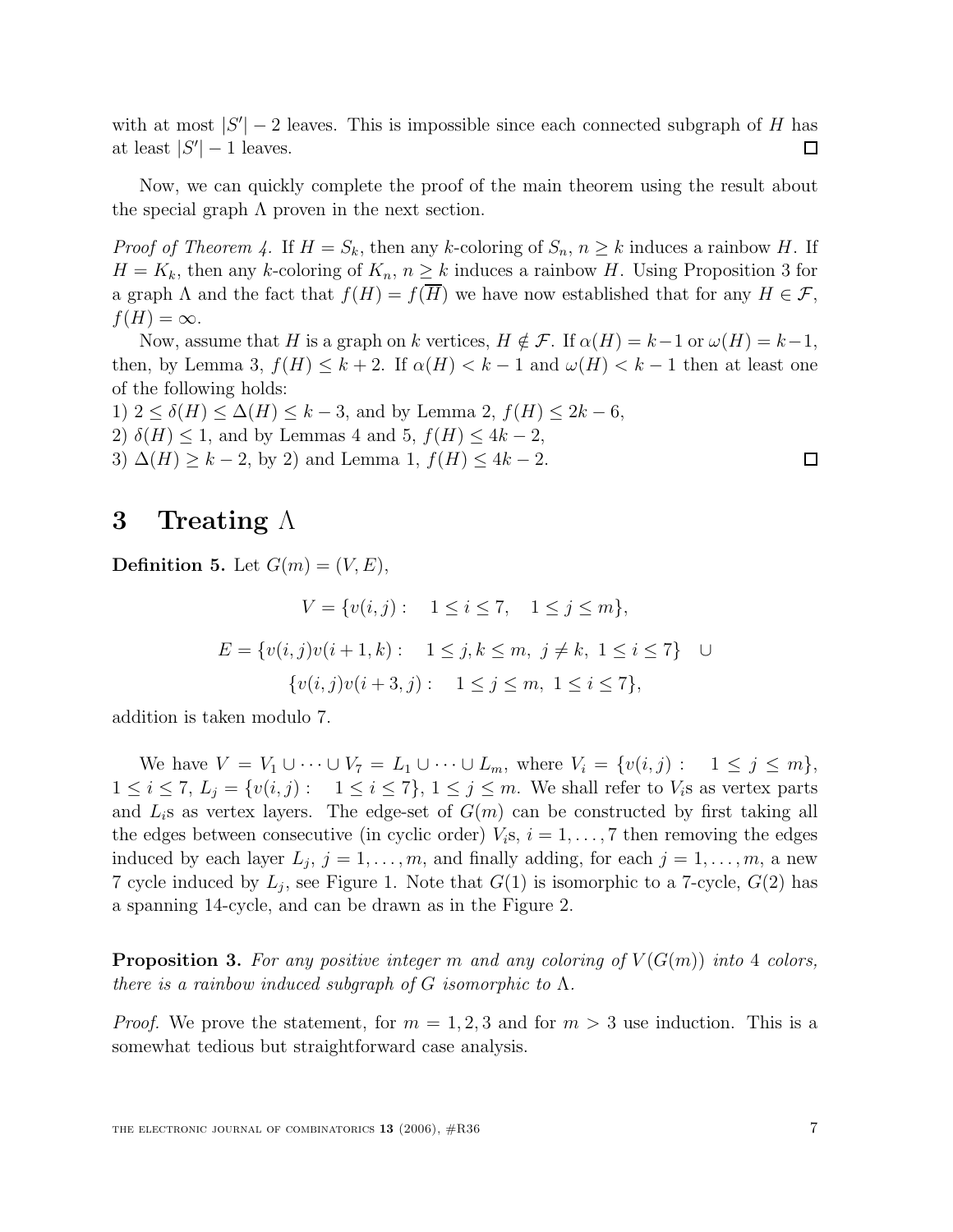with at most $|S'| - 2$ leaves. This is impossible since each connected subgraph of $H$ has at least $|S'| - 1$ leaves. $\square$

Now, we can quickly complete the proof of the main theorem using the result about the special graph $\Lambda$ proven in the next section.

*Proof of Theorem 4.* If $H = S_k$, then any $k$-coloring of $S_n$, $n \geq k$ induces a rainbow $H$. If $H = K_k$, then any $k$-coloring of $K_n$, $n \geq k$ induces a rainbow $H$. Using Proposition 3 for a graph $\Lambda$ and the fact that $f(H) = f(\overline{H})$ we have now established that for any $H \in \mathcal{F}$, $f(H) = \infty$.

Now, assume that $H$ is a graph on $k$ vertices, $H \notin \mathcal{F}$. If $\alpha(H) = k-1$ or $\omega(H) = k-1$, then, by Lemma 3, $f(H) \leq k+2$. If $\alpha(H) < k-1$ and $\omega(H) < k-1$ then at least one of the following holds:
1) $2 \leq \delta(H) \leq \Delta(H) \leq k-3$, and by Lemma 2, $f(H) \leq 2k-6$,
2) $\delta(H) \leq 1$, and by Lemmas 4 and 5, $f(H) \leq 4k-2$,
3) $\Delta(H) \geq k-2$, by 2) and Lemma 1, $f(H) \leq 4k-2$. $\square$

# 3 Treating $\Lambda$

**Definition 5.** Let $G(m) = (V, E)$,

$$V = \{v(i,j) : \quad 1 \leq i \leq 7, \quad 1 \leq j \leq m\},$$

$$E = \{v(i,j)v(i+1,k) : \quad 1 \leq j,k \leq m,\ j \neq k,\ 1 \leq i \leq 7\} \quad \cup$$
$$\{v(i,j)v(i+3,j) : \quad 1 \leq j \leq m,\ 1 \leq i \leq 7\},$$

addition is taken modulo 7.

We have $V = V_1 \cup \cdots \cup V_7 = L_1 \cup \cdots \cup L_m$, where $V_i = \{v(i,j) : \quad 1 \leq j \leq m\}$, $1 \leq i \leq 7$, $L_j = \{v(i,j) : \quad 1 \leq i \leq 7\}$, $1 \leq j \leq m$. We shall refer to $V_i$s as vertex parts and $L_i$s as vertex layers. The edge-set of $G(m)$ can be constructed by first taking all the edges between consecutive (in cyclic order) $V_i$s, $i = 1, \ldots, 7$ then removing the edges induced by each layer $L_j$, $j = 1, \ldots, m$, and finally adding, for each $j = 1, \ldots, m$, a new 7 cycle induced by $L_j$, see Figure 1. Note that $G(1)$ is isomorphic to a 7-cycle, $G(2)$ has a spanning 14-cycle, and can be drawn as in the Figure 2.

**Proposition 3.** *For any positive integer $m$ and any coloring of $V(G(m))$ into 4 colors, there is a rainbow induced subgraph of $G$ isomorphic to $\Lambda$.*

*Proof.* We prove the statement, for $m = 1, 2, 3$ and for $m > 3$ use induction. This is a somewhat tedious but straightforward case analysis.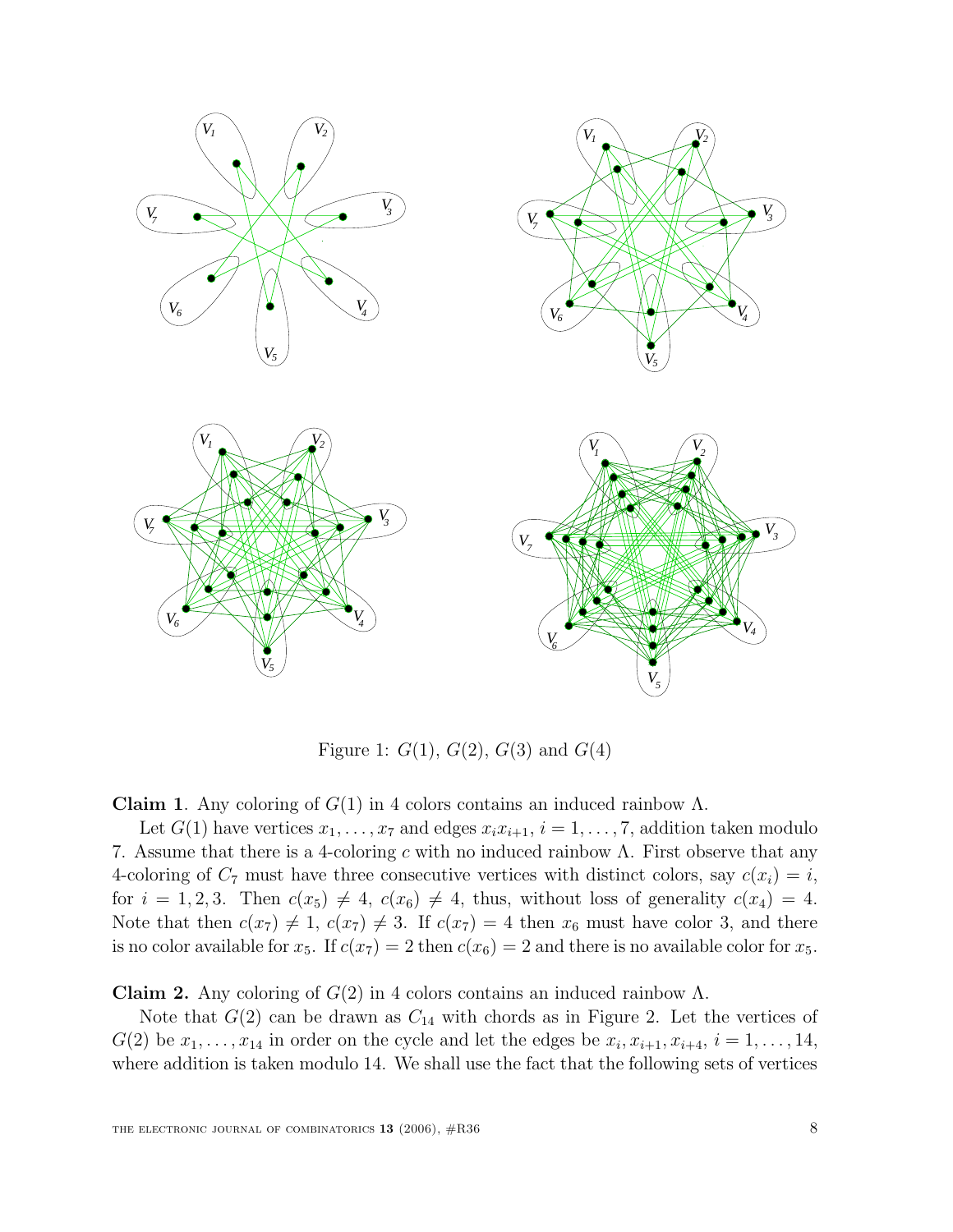Figure 1: $G(1)$, $G(2)$, $G(3)$ and $G(4)$

**Claim 1**. Any coloring of $G(1)$ in 4 colors contains an induced rainbow $\Lambda$.

Let $G(1)$ have vertices $x_1, \ldots, x_7$ and edges $x_i x_{i+1}$, $i = 1, \ldots, 7$, addition taken modulo 7. Assume that there is a 4-coloring $c$ with no induced rainbow $\Lambda$. First observe that any 4-coloring of $C_7$ must have three consecutive vertices with distinct colors, say $c(x_i) = i$, for $i = 1, 2, 3$. Then $c(x_5) \neq 4$, $c(x_6) \neq 4$, thus, without loss of generality $c(x_4) = 4$. Note that then $c(x_7) \neq 1$, $c(x_7) \neq 3$. If $c(x_7) = 4$ then $x_6$ must have color 3, and there is no color available for $x_5$. If $c(x_7) = 2$ then $c(x_6) = 2$ and there is no available color for $x_5$.

**Claim 2.** Any coloring of $G(2)$ in 4 colors contains an induced rainbow $\Lambda$.

Note that $G(2)$ can be drawn as $C_{14}$ with chords as in Figure 2. Let the vertices of $G(2)$ be $x_1, \ldots, x_{14}$ in order on the cycle and let the edges be $x_i, x_{i+1}, x_{i+4}$, $i = 1, \ldots, 14$, where addition is taken modulo 14. We shall use the fact that the following sets of vertices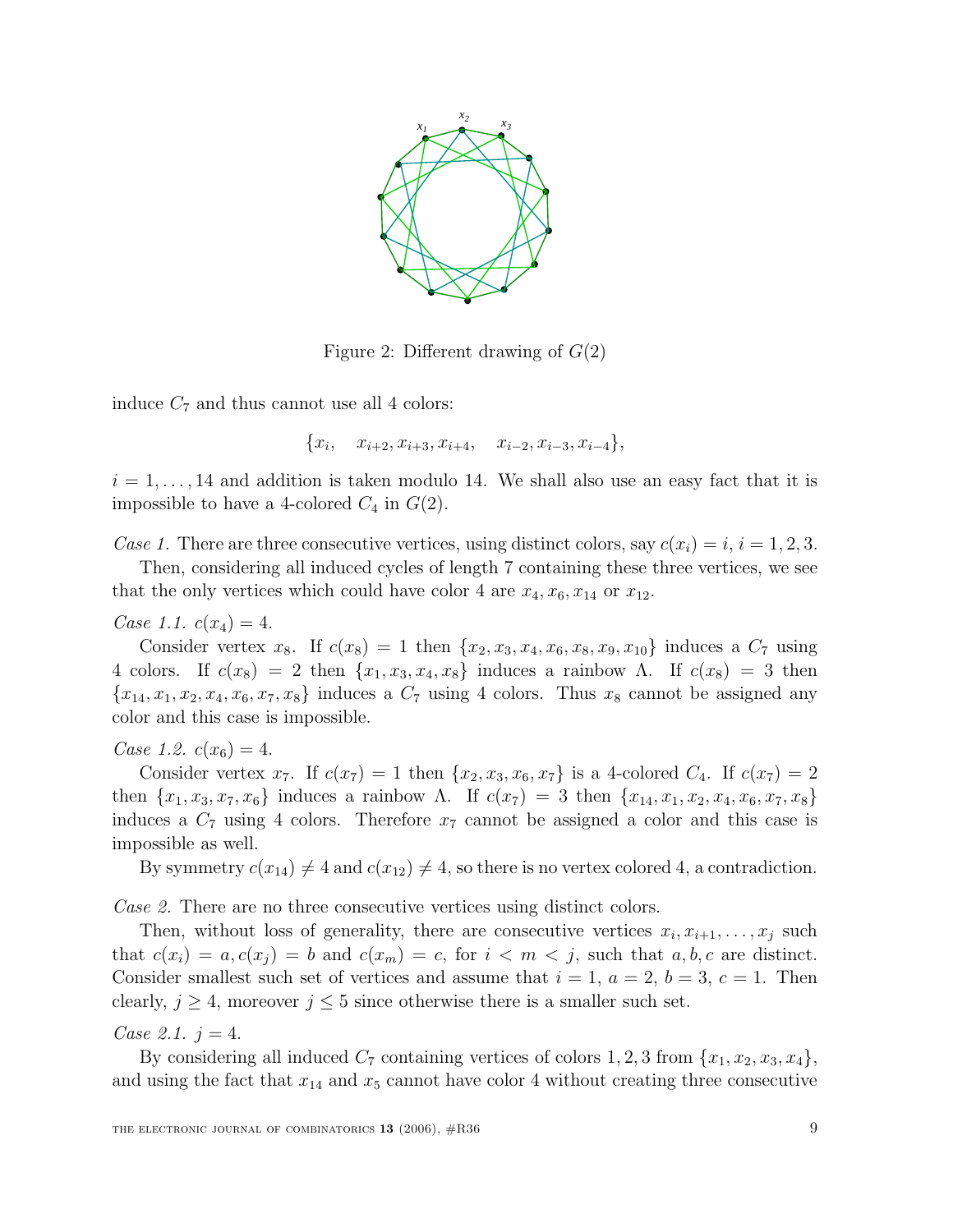Figure 2: Different drawing of $G(2)$

induce $C_7$ and thus cannot use all 4 colors:

$$\{x_i, \quad x_{i+2}, x_{i+3}, x_{i+4}, \quad x_{i-2}, x_{i-3}, x_{i-4}\},$$

$i = 1, \dots, 14$ and addition is taken modulo 14. We shall also use an easy fact that it is impossible to have a 4-colored $C_4$ in $G(2)$.

*Case 1.* There are three consecutive vertices, using distinct colors, say $c(x_i) = i$, $i = 1, 2, 3$.

Then, considering all induced cycles of length 7 containing these three vertices, we see that the only vertices which could have color 4 are $x_4, x_6, x_{14}$ or $x_{12}$.

*Case 1.1.* $c(x_4) = 4$.

Consider vertex $x_8$. If $c(x_8) = 1$ then $\{x_2, x_3, x_4, x_6, x_8, x_9, x_{10}\}$ induces a $C_7$ using 4 colors. If $c(x_8) = 2$ then $\{x_1, x_3, x_4, x_8\}$ induces a rainbow $\Lambda$. If $c(x_8) = 3$ then $\{x_{14}, x_1, x_2, x_4, x_6, x_7, x_8\}$ induces a $C_7$ using 4 colors. Thus $x_8$ cannot be assigned any color and this case is impossible.

*Case 1.2.* $c(x_6) = 4$.

Consider vertex $x_7$. If $c(x_7) = 1$ then $\{x_2, x_3, x_6, x_7\}$ is a 4-colored $C_4$. If $c(x_7) = 2$ then $\{x_1, x_3, x_7, x_6\}$ induces a rainbow $\Lambda$. If $c(x_7) = 3$ then $\{x_{14}, x_1, x_2, x_4, x_6, x_7, x_8\}$ induces a $C_7$ using 4 colors. Therefore $x_7$ cannot be assigned a color and this case is impossible as well.

By symmetry $c(x_{14}) \neq 4$ and $c(x_{12}) \neq 4$, so there is no vertex colored 4, a contradiction.

*Case 2.* There are no three consecutive vertices using distinct colors.

Then, without loss of generality, there are consecutive vertices $x_i, x_{i+1}, \dots, x_j$ such that $c(x_i) = a, c(x_j) = b$ and $c(x_m) = c$, for $i < m < j$, such that $a, b, c$ are distinct. Consider smallest such set of vertices and assume that $i = 1$, $a = 2$, $b = 3$, $c = 1$. Then clearly, $j \geq 4$, moreover $j \leq 5$ since otherwise there is a smaller such set.

*Case 2.1.* $j = 4$.

By considering all induced $C_7$ containing vertices of colors $1, 2, 3$ from $\{x_1, x_2, x_3, x_4\}$, and using the fact that $x_{14}$ and $x_5$ cannot have color 4 without creating three consecutive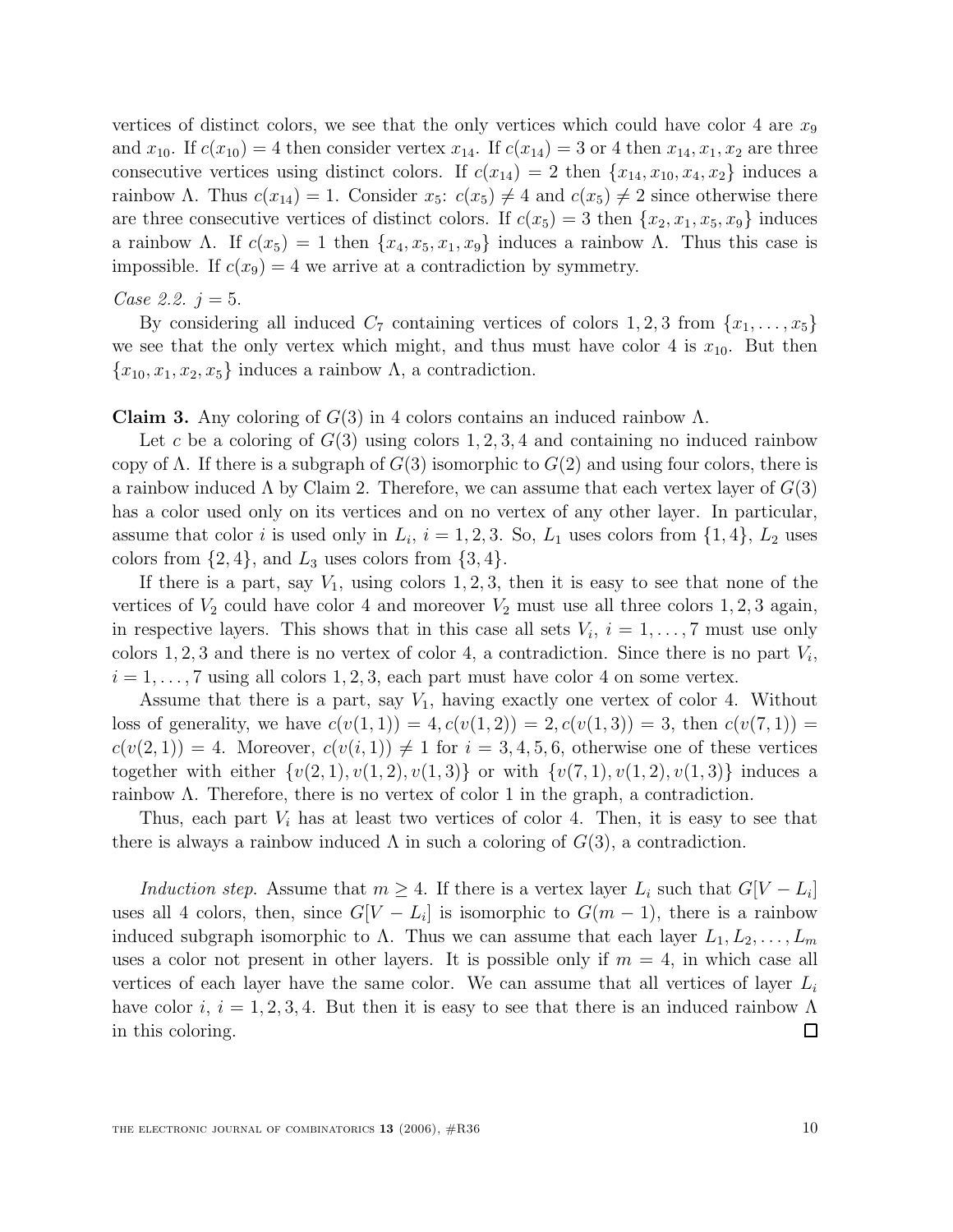vertices of distinct colors, we see that the only vertices which could have color 4 are $x_9$ and $x_{10}$. If $c(x_{10}) = 4$ then consider vertex $x_{14}$. If $c(x_{14}) = 3$ or 4 then $x_{14}, x_1, x_2$ are three consecutive vertices using distinct colors. If $c(x_{14}) = 2$ then $\{x_{14}, x_{10}, x_4, x_2\}$ induces a rainbow $\Lambda$. Thus $c(x_{14}) = 1$. Consider $x_5$: $c(x_5) \neq 4$ and $c(x_5) \neq 2$ since otherwise there are three consecutive vertices of distinct colors. If $c(x_5) = 3$ then $\{x_2, x_1, x_5, x_9\}$ induces a rainbow $\Lambda$. If $c(x_5) = 1$ then $\{x_4, x_5, x_1, x_9\}$ induces a rainbow $\Lambda$. Thus this case is impossible. If $c(x_9) = 4$ we arrive at a contradiction by symmetry.

*Case 2.2. $j = 5$.*

By considering all induced $C_7$ containing vertices of colors $1, 2, 3$ from $\{x_1, \ldots, x_5\}$ we see that the only vertex which might, and thus must have color 4 is $x_{10}$. But then $\{x_{10}, x_1, x_2, x_5\}$ induces a rainbow $\Lambda$, a contradiction.

**Claim 3.** Any coloring of $G(3)$ in 4 colors contains an induced rainbow $\Lambda$.

Let $c$ be a coloring of $G(3)$ using colors $1, 2, 3, 4$ and containing no induced rainbow copy of $\Lambda$. If there is a subgraph of $G(3)$ isomorphic to $G(2)$ and using four colors, there is a rainbow induced $\Lambda$ by Claim 2. Therefore, we can assume that each vertex layer of $G(3)$ has a color used only on its vertices and on no vertex of any other layer. In particular, assume that color $i$ is used only in $L_i$, $i = 1, 2, 3$. So, $L_1$ uses colors from $\{1, 4\}$, $L_2$ uses colors from $\{2, 4\}$, and $L_3$ uses colors from $\{3, 4\}$.

If there is a part, say $V_1$, using colors $1, 2, 3$, then it is easy to see that none of the vertices of $V_2$ could have color 4 and moreover $V_2$ must use all three colors $1, 2, 3$ again, in respective layers. This shows that in this case all sets $V_i$, $i = 1, \ldots, 7$ must use only colors $1, 2, 3$ and there is no vertex of color 4, a contradiction. Since there is no part $V_i$, $i = 1, \ldots, 7$ using all colors $1, 2, 3$, each part must have color 4 on some vertex.

Assume that there is a part, say $V_1$, having exactly one vertex of color 4. Without loss of generality, we have $c(v(1, 1)) = 4, c(v(1, 2)) = 2, c(v(1, 3)) = 3$, then $c(v(7, 1)) = c(v(2, 1)) = 4$. Moreover, $c(v(i, 1)) \neq 1$ for $i = 3, 4, 5, 6$, otherwise one of these vertices together with either $\{v(2, 1), v(1, 2), v(1, 3)\}$ or with $\{v(7, 1), v(1, 2), v(1, 3)\}$ induces a rainbow $\Lambda$. Therefore, there is no vertex of color 1 in the graph, a contradiction.

Thus, each part $V_i$ has at least two vertices of color 4. Then, it is easy to see that there is always a rainbow induced $\Lambda$ in such a coloring of $G(3)$, a contradiction.

*Induction step.* Assume that $m \geq 4$. If there is a vertex layer $L_i$ such that $G[V - L_i]$ uses all 4 colors, then, since $G[V - L_i]$ is isomorphic to $G(m-1)$, there is a rainbow induced subgraph isomorphic to $\Lambda$. Thus we can assume that each layer $L_1, L_2, \ldots, L_m$ uses a color not present in other layers. It is possible only if $m = 4$, in which case all vertices of each layer have the same color. We can assume that all vertices of layer $L_i$ have color $i$, $i = 1, 2, 3, 4$. But then it is easy to see that there is an induced rainbow $\Lambda$ in this coloring. $\square$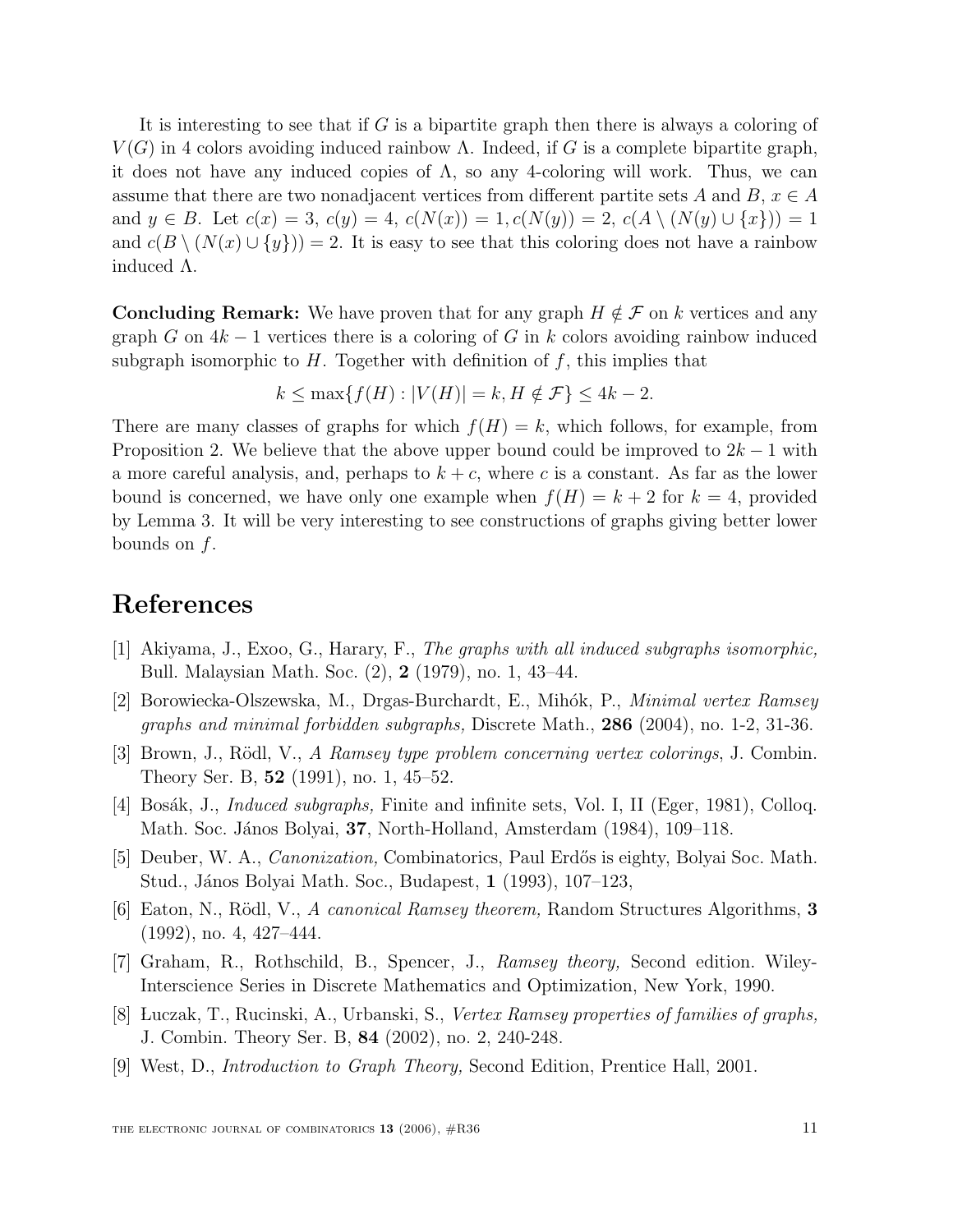It is interesting to see that if $G$ is a bipartite graph then there is always a coloring of $V(G)$ in 4 colors avoiding induced rainbow $\Lambda$. Indeed, if $G$ is a complete bipartite graph, it does not have any induced copies of $\Lambda$, so any 4-coloring will work. Thus, we can assume that there are two nonadjacent vertices from different partite sets $A$ and $B$, $x \in A$ and $y \in B$. Let $c(x) = 3$, $c(y) = 4$, $c(N(x)) = 1, c(N(y)) = 2$, $c(A \setminus (N(y) \cup \{x\})) = 1$ and $c(B \setminus (N(x) \cup \{y\})) = 2$. It is easy to see that this coloring does not have a rainbow induced $\Lambda$.

**Concluding Remark:** We have proven that for any graph $H \notin \mathcal{F}$ on $k$ vertices and any graph $G$ on $4k - 1$ vertices there is a coloring of $G$ in $k$ colors avoiding rainbow induced subgraph isomorphic to $H$. Together with definition of $f$, this implies that

$$k \leq \max\{f(H) : |V(H)| = k, H \notin \mathcal{F}\} \leq 4k - 2.$$

There are many classes of graphs for which $f(H) = k$, which follows, for example, from Proposition 2. We believe that the above upper bound could be improved to $2k - 1$ with a more careful analysis, and, perhaps to $k + c$, where $c$ is a constant. As far as the lower bound is concerned, we have only one example when $f(H) = k + 2$ for $k = 4$, provided by Lemma 3. It will be very interesting to see constructions of graphs giving better lower bounds on $f$.

# References

[1] Akiyama, J., Exoo, G., Harary, F., *The graphs with all induced subgraphs isomorphic,* Bull. Malaysian Math. Soc. (2), **2** (1979), no. 1, 43–44.

[2] Borowiecka-Olszewska, M., Drgas-Burchardt, E., Mihók, P., *Minimal vertex Ramsey graphs and minimal forbidden subgraphs,* Discrete Math., **286** (2004), no. 1-2, 31-36.

[3] Brown, J., Rödl, V., *A Ramsey type problem concerning vertex colorings*, J. Combin. Theory Ser. B, **52** (1991), no. 1, 45–52.

[4] Bosák, J., *Induced subgraphs,* Finite and infinite sets, Vol. I, II (Eger, 1981), Colloq. Math. Soc. János Bolyai, **37**, North-Holland, Amsterdam (1984), 109–118.

[5] Deuber, W. A., *Canonization,* Combinatorics, Paul Erdős is eighty, Bolyai Soc. Math. Stud., János Bolyai Math. Soc., Budapest, **1** (1993), 107–123,

[6] Eaton, N., Rödl, V., *A canonical Ramsey theorem,* Random Structures Algorithms, **3** (1992), no. 4, 427–444.

[7] Graham, R., Rothschild, B., Spencer, J., *Ramsey theory,* Second edition. Wiley-Interscience Series in Discrete Mathematics and Optimization, New York, 1990.

[8] Łuczak, T., Rucinski, A., Urbanski, S., *Vertex Ramsey properties of families of graphs,* J. Combin. Theory Ser. B, **84** (2002), no. 2, 240-248.

[9] West, D., *Introduction to Graph Theory,* Second Edition, Prentice Hall, 2001.